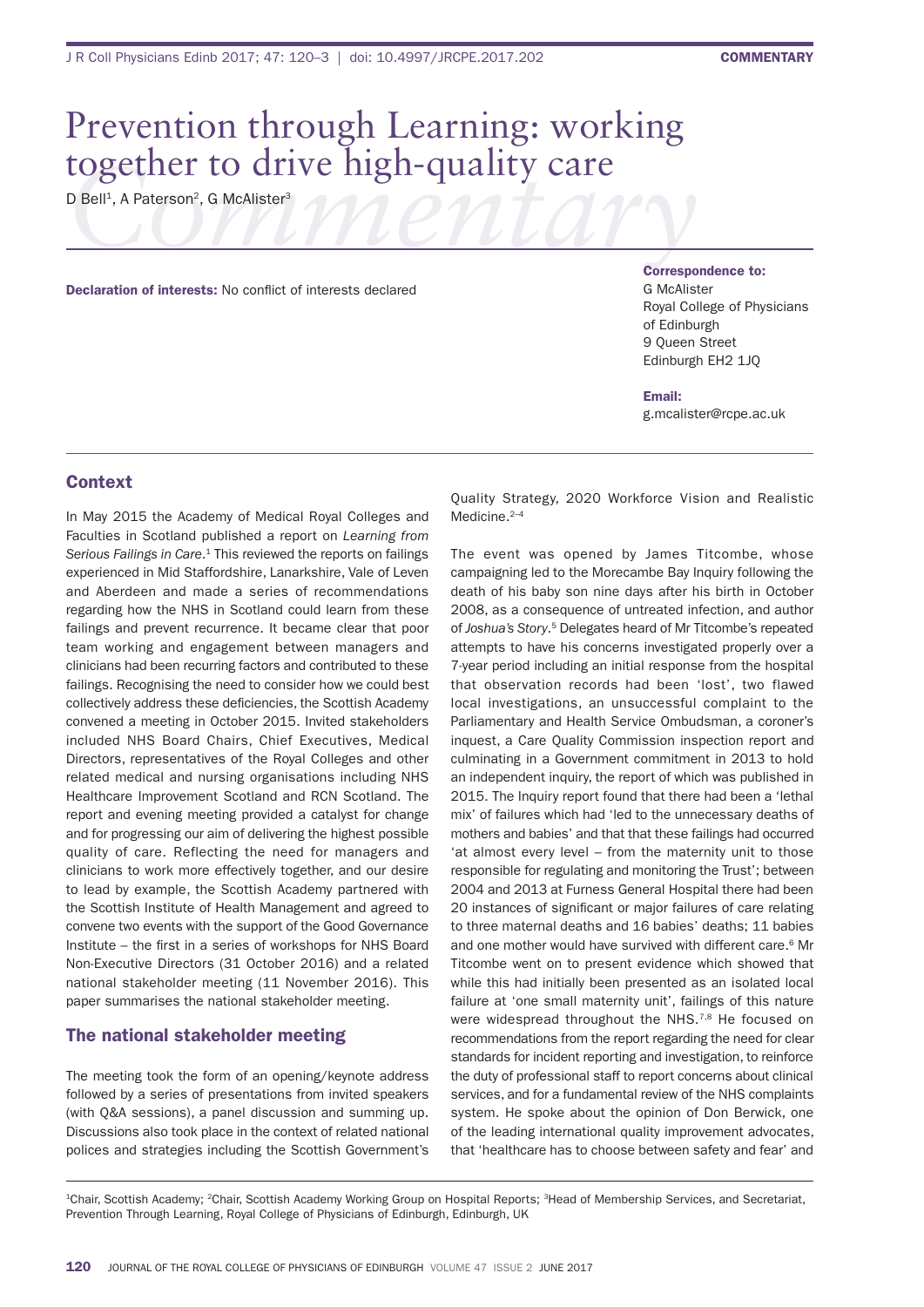# Prevention through Learning: working together to drive high-quality care

D Bell[1], A Paterson[2], G McAlister[3]

**Declaration of interests:** No conflict of interests declared

**Correspondence to:**
G McAlister
Royal College of Physicians of Edinburgh
9 Queen Street
Edinburgh EH2 1JQ

**Email:**
g.mcalister@rcpe.ac.uk

## Context

In May 2015 the Academy of Medical Royal Colleges and Faculties in Scotland published a report on *Learning from Serious Failings in Care*.[1] This reviewed the reports on failings experienced in Mid Staffordshire, Lanarkshire, Vale of Leven and Aberdeen and made a series of recommendations regarding how the NHS in Scotland could learn from these failings and prevent recurrence. It became clear that poor team working and engagement between managers and clinicians had been recurring factors and contributed to these failings. Recognising the need to consider how we could best collectively address these deficiencies, the Scottish Academy convened a meeting in October 2015. Invited stakeholders included NHS Board Chairs, Chief Executives, Medical Directors, representatives of the Royal Colleges and other related medical and nursing organisations including NHS Healthcare Improvement Scotland and RCN Scotland. The report and evening meeting provided a catalyst for change and for progressing our aim of delivering the highest possible quality of care. Reflecting the need for managers and clinicians to work more effectively together, and our desire to lead by example, the Scottish Academy partnered with the Scottish Institute of Health Management and agreed to convene two events with the support of the Good Governance Institute – the first in a series of workshops for NHS Board Non-Executive Directors (31 October 2016) and a related national stakeholder meeting (11 November 2016). This paper summarises the national stakeholder meeting.

## The national stakeholder meeting

The meeting took the form of an opening/keynote address followed by a series of presentations from invited speakers (with Q&A sessions), a panel discussion and summing up. Discussions also took place in the context of related national polices and strategies including the Scottish Government's Quality Strategy, 2020 Workforce Vision and Realistic Medicine.[2–4]

The event was opened by James Titcombe, whose campaigning led to the Morecambe Bay Inquiry following the death of his baby son nine days after his birth in October 2008, as a consequence of untreated infection, and author of *Joshua's Story*.[5] Delegates heard of Mr Titcombe's repeated attempts to have his concerns investigated properly over a 7-year period including an initial response from the hospital that observation records had been 'lost', two flawed local investigations, an unsuccessful complaint to the Parliamentary and Health Service Ombudsman, a coroner's inquest, a Care Quality Commission inspection report and culminating in a Government commitment in 2013 to hold an independent inquiry, the report of which was published in 2015. The Inquiry report found that there had been a 'lethal mix' of failures which had 'led to the unnecessary deaths of mothers and babies' and that that these failings had occurred 'at almost every level – from the maternity unit to those responsible for regulating and monitoring the Trust'; between 2004 and 2013 at Furness General Hospital there had been 20 instances of significant or major failures of care relating to three maternal deaths and 16 babies' deaths; 11 babies and one mother would have survived with different care.[6] Mr Titcombe went on to present evidence which showed that while this had initially been presented as an isolated local failure at 'one small maternity unit', failings of this nature were widespread throughout the NHS.[7,8] He focused on recommendations from the report regarding the need for clear standards for incident reporting and investigation, to reinforce the duty of professional staff to report concerns about clinical services, and for a fundamental review of the NHS complaints system. He spoke about the opinion of Don Berwick, one of the leading international quality improvement advocates, that 'healthcare has to choose between safety and fear' and

[1]Chair, Scottish Academy; [2]Chair, Scottish Academy Working Group on Hospital Reports; [3]Head of Membership Services, and Secretariat, Prevention Through Learning, Royal College of Physicians of Edinburgh, Edinburgh, UK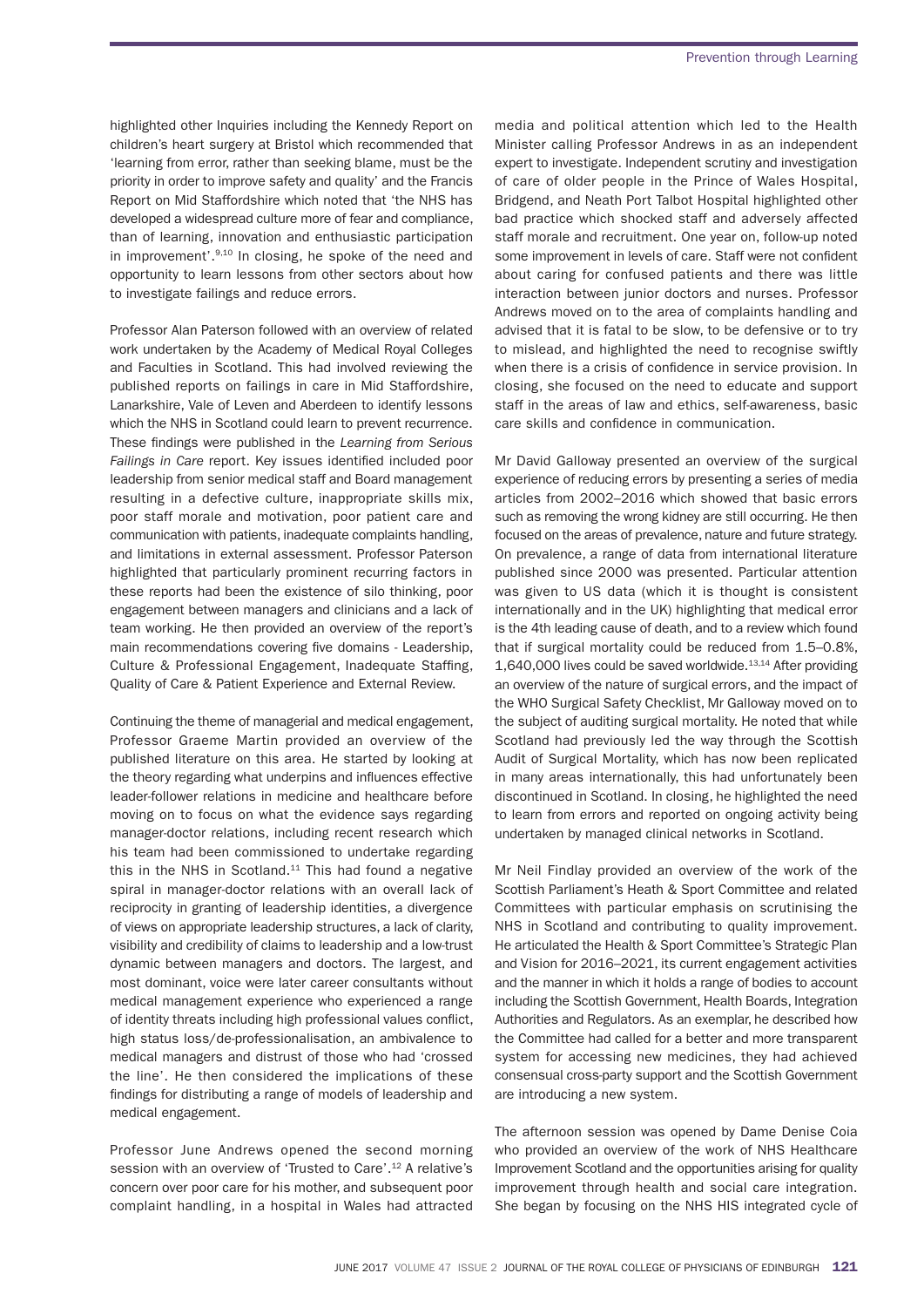highlighted other Inquiries including the Kennedy Report on children's heart surgery at Bristol which recommended that 'learning from error, rather than seeking blame, must be the priority in order to improve safety and quality' and the Francis Report on Mid Staffordshire which noted that 'the NHS has developed a widespread culture more of fear and compliance, than of learning, innovation and enthusiastic participation in improvement'.[9,10] In closing, he spoke of the need and opportunity to learn lessons from other sectors about how to investigate failings and reduce errors.

Professor Alan Paterson followed with an overview of related work undertaken by the Academy of Medical Royal Colleges and Faculties in Scotland. This had involved reviewing the published reports on failings in care in Mid Staffordshire, Lanarkshire, Vale of Leven and Aberdeen to identify lessons which the NHS in Scotland could learn to prevent recurrence. These findings were published in the *Learning from Serious Failings in Care* report. Key issues identified included poor leadership from senior medical staff and Board management resulting in a defective culture, inappropriate skills mix, poor staff morale and motivation, poor patient care and communication with patients, inadequate complaints handling, and limitations in external assessment. Professor Paterson highlighted that particularly prominent recurring factors in these reports had been the existence of silo thinking, poor engagement between managers and clinicians and a lack of team working. He then provided an overview of the report's main recommendations covering five domains - Leadership, Culture & Professional Engagement, Inadequate Staffing, Quality of Care & Patient Experience and External Review.

Continuing the theme of managerial and medical engagement, Professor Graeme Martin provided an overview of the published literature on this area. He started by looking at the theory regarding what underpins and influences effective leader-follower relations in medicine and healthcare before moving on to focus on what the evidence says regarding manager-doctor relations, including recent research which his team had been commissioned to undertake regarding this in the NHS in Scotland.[11] This had found a negative spiral in manager-doctor relations with an overall lack of reciprocity in granting of leadership identities, a divergence of views on appropriate leadership structures, a lack of clarity, visibility and credibility of claims to leadership and a low-trust dynamic between managers and doctors. The largest, and most dominant, voice were later career consultants without medical management experience who experienced a range of identity threats including high professional values conflict, high status loss/de-professionalisation, an ambivalence to medical managers and distrust of those who had 'crossed the line'. He then considered the implications of these findings for distributing a range of models of leadership and medical engagement.

Professor June Andrews opened the second morning session with an overview of 'Trusted to Care'.[12] A relative's concern over poor care for his mother, and subsequent poor complaint handling, in a hospital in Wales had attracted media and political attention which led to the Health Minister calling Professor Andrews in as an independent expert to investigate. Independent scrutiny and investigation of care of older people in the Prince of Wales Hospital, Bridgend, and Neath Port Talbot Hospital highlighted other bad practice which shocked staff and adversely affected staff morale and recruitment. One year on, follow-up noted some improvement in levels of care. Staff were not confident about caring for confused patients and there was little interaction between junior doctors and nurses. Professor Andrews moved on to the area of complaints handling and advised that it is fatal to be slow, to be defensive or to try to mislead, and highlighted the need to recognise swiftly when there is a crisis of confidence in service provision. In closing, she focused on the need to educate and support staff in the areas of law and ethics, self-awareness, basic care skills and confidence in communication.

Mr David Galloway presented an overview of the surgical experience of reducing errors by presenting a series of media articles from 2002–2016 which showed that basic errors such as removing the wrong kidney are still occurring. He then focused on the areas of prevalence, nature and future strategy. On prevalence, a range of data from international literature published since 2000 was presented. Particular attention was given to US data (which it is thought is consistent internationally and in the UK) highlighting that medical error is the 4th leading cause of death, and to a review which found that if surgical mortality could be reduced from 1.5–0.8%, 1,640,000 lives could be saved worldwide.[13,14] After providing an overview of the nature of surgical errors, and the impact of the WHO Surgical Safety Checklist, Mr Galloway moved on to the subject of auditing surgical mortality. He noted that while Scotland had previously led the way through the Scottish Audit of Surgical Mortality, which has now been replicated in many areas internationally, this had unfortunately been discontinued in Scotland. In closing, he highlighted the need to learn from errors and reported on ongoing activity being undertaken by managed clinical networks in Scotland.

Mr Neil Findlay provided an overview of the work of the Scottish Parliament's Heath & Sport Committee and related Committees with particular emphasis on scrutinising the NHS in Scotland and contributing to quality improvement. He articulated the Health & Sport Committee's Strategic Plan and Vision for 2016–2021, its current engagement activities and the manner in which it holds a range of bodies to account including the Scottish Government, Health Boards, Integration Authorities and Regulators. As an exemplar, he described how the Committee had called for a better and more transparent system for accessing new medicines, they had achieved consensual cross-party support and the Scottish Government are introducing a new system.

The afternoon session was opened by Dame Denise Coia who provided an overview of the work of NHS Healthcare Improvement Scotland and the opportunities arising for quality improvement through health and social care integration. She began by focusing on the NHS HIS integrated cycle of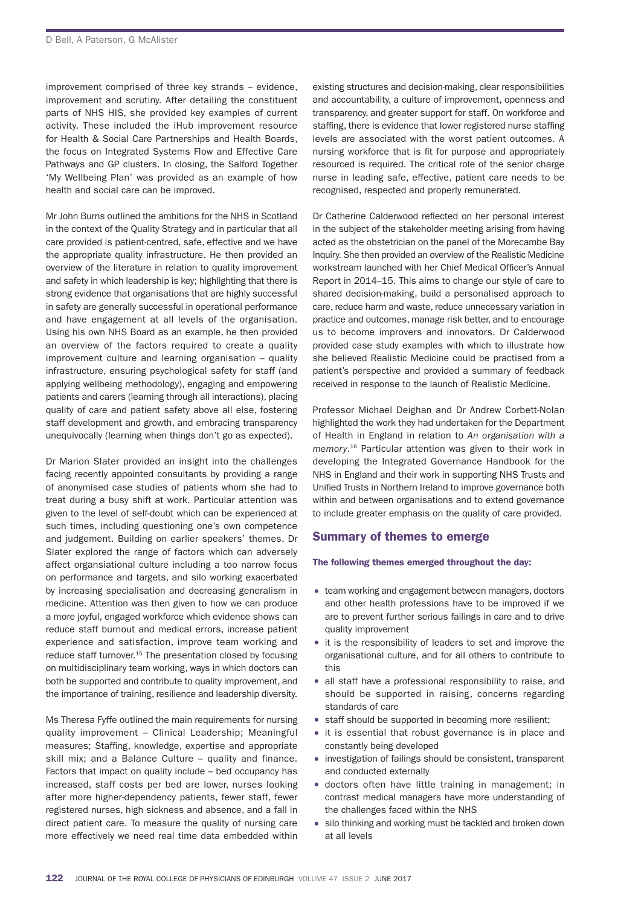improvement comprised of three key strands – evidence, improvement and scrutiny. After detailing the constituent parts of NHS HIS, she provided key examples of current activity. These included the iHub improvement resource for Health & Social Care Partnerships and Health Boards, the focus on Integrated Systems Flow and Effective Care Pathways and GP clusters. In closing, the Salford Together 'My Wellbeing Plan' was provided as an example of how health and social care can be improved.

Mr John Burns outlined the ambitions for the NHS in Scotland in the context of the Quality Strategy and in particular that all care provided is patient-centred, safe, effective and we have the appropriate quality infrastructure. He then provided an overview of the literature in relation to quality improvement and safety in which leadership is key; highlighting that there is strong evidence that organisations that are highly successful in safety are generally successful in operational performance and have engagement at all levels of the organisation. Using his own NHS Board as an example, he then provided an overview of the factors required to create a quality improvement culture and learning organisation – quality infrastructure, ensuring psychological safety for staff (and applying wellbeing methodology), engaging and empowering patients and carers (learning through all interactions), placing quality of care and patient safety above all else, fostering staff development and growth, and embracing transparency unequivocally (learning when things don't go as expected).

Dr Marion Slater provided an insight into the challenges facing recently appointed consultants by providing a range of anonymised case studies of patients whom she had to treat during a busy shift at work. Particular attention was given to the level of self-doubt which can be experienced at such times, including questioning one's own competence and judgement. Building on earlier speakers' themes, Dr Slater explored the range of factors which can adversely affect organsiational culture including a too narrow focus on performance and targets, and silo working exacerbated by increasing specialisation and decreasing generalism in medicine. Attention was then given to how we can produce a more joyful, engaged workforce which evidence shows can reduce staff burnout and medical errors, increase patient experience and satisfaction, improve team working and reduce staff turnover.[15] The presentation closed by focusing on multidisciplinary team working, ways in which doctors can both be supported and contribute to quality improvement, and the importance of training, resilience and leadership diversity.

Ms Theresa Fyffe outlined the main requirements for nursing quality improvement – Clinical Leadership; Meaningful measures; Staffing, knowledge, expertise and appropriate skill mix; and a Balance Culture – quality and finance. Factors that impact on quality include – bed occupancy has increased, staff costs per bed are lower, nurses looking after more higher-dependency patients, fewer staff, fewer registered nurses, high sickness and absence, and a fall in direct patient care. To measure the quality of nursing care more effectively we need real time data embedded within existing structures and decision-making, clear responsibilities and accountability, a culture of improvement, openness and transparency, and greater support for staff. On workforce and staffing, there is evidence that lower registered nurse staffing levels are associated with the worst patient outcomes. A nursing workforce that is fit for purpose and appropriately resourced is required. The critical role of the senior charge nurse in leading safe, effective, patient care needs to be recognised, respected and properly remunerated.

Dr Catherine Calderwood reflected on her personal interest in the subject of the stakeholder meeting arising from having acted as the obstetrician on the panel of the Morecambe Bay Inquiry. She then provided an overview of the Realistic Medicine workstream launched with her Chief Medical Officer's Annual Report in 2014–15. This aims to change our style of care to shared decision-making, build a personalised approach to care, reduce harm and waste, reduce unnecessary variation in practice and outcomes, manage risk better, and to encourage us to become improvers and innovators. Dr Calderwood provided case study examples with which to illustrate how she believed Realistic Medicine could be practised from a patient's perspective and provided a summary of feedback received in response to the launch of Realistic Medicine.

Professor Michael Deighan and Dr Andrew Corbett-Nolan highlighted the work they had undertaken for the Department of Health in England in relation to *An organisation with a memory*.[16] Particular attention was given to their work in developing the Integrated Governance Handbook for the NHS in England and their work in supporting NHS Trusts and Unified Trusts in Northern Ireland to improve governance both within and between organisations and to extend governance to include greater emphasis on the quality of care provided.

## Summary of themes to emerge

**The following themes emerged throughout the day:**

- team working and engagement between managers, doctors and other health professions have to be improved if we are to prevent further serious failings in care and to drive quality improvement
- it is the responsibility of leaders to set and improve the organisational culture, and for all others to contribute to this
- all staff have a professional responsibility to raise, and should be supported in raising, concerns regarding standards of care
- staff should be supported in becoming more resilient;
- it is essential that robust governance is in place and constantly being developed
- investigation of failings should be consistent, transparent and conducted externally
- doctors often have little training in management; in contrast medical managers have more understanding of the challenges faced within the NHS
- silo thinking and working must be tackled and broken down at all levels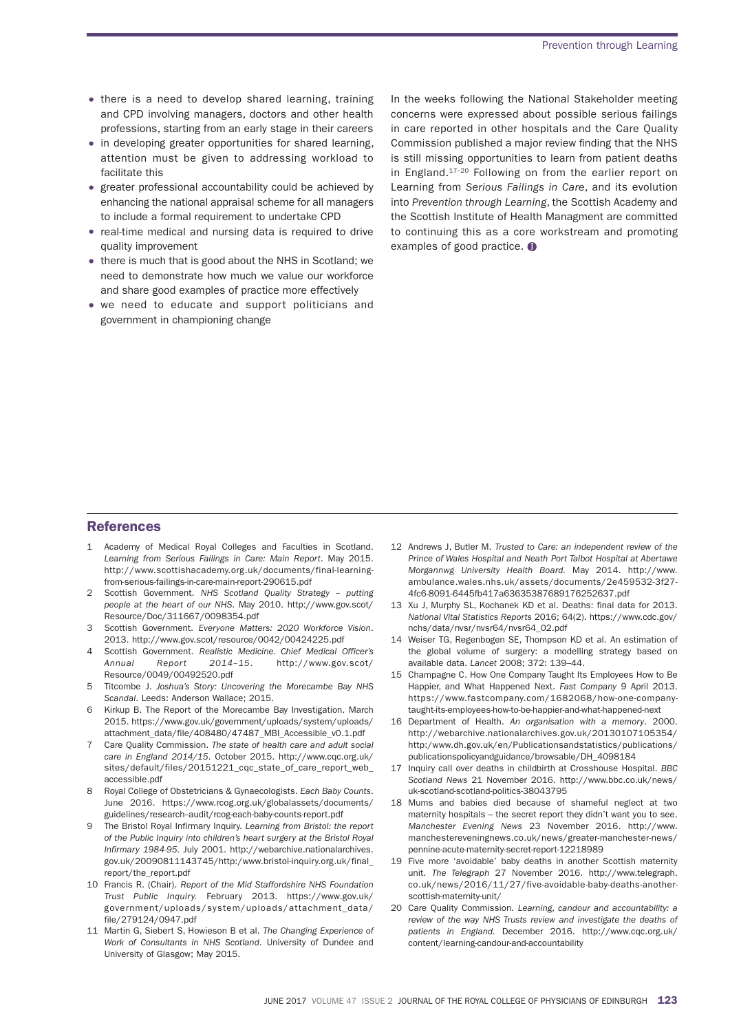- there is a need to develop shared learning, training and CPD involving managers, doctors and other health professions, starting from an early stage in their careers
- in developing greater opportunities for shared learning, attention must be given to addressing workload to facilitate this
- greater professional accountability could be achieved by enhancing the national appraisal scheme for all managers to include a formal requirement to undertake CPD
- real-time medical and nursing data is required to drive quality improvement
- there is much that is good about the NHS in Scotland; we need to demonstrate how much we value our workforce and share good examples of practice more effectively
- we need to educate and support politicians and government in championing change

In the weeks following the National Stakeholder meeting concerns were expressed about possible serious failings in care reported in other hospitals and the Care Quality Commission published a major review finding that the NHS is still missing opportunities to learn from patient deaths in England.[17–20] Following on from the earlier report on Learning from *Serious Failings in Care*, and its evolution into *Prevention through Learning*, the Scottish Academy and the Scottish Institute of Health Managment are committed to continuing this as a core workstream and promoting examples of good practice.

## References

1. Academy of Medical Royal Colleges and Faculties in Scotland. *Learning from Serious Failings in Care: Main Report*. May 2015. http://www.scottishacademy.org.uk/documents/final-learning-from-serious-failings-in-care-main-report-290615.pdf
2. Scottish Government. *NHS Scotland Quality Strategy – putting people at the heart of our NHS*. May 2010. http://www.gov.scot/Resource/Doc/311667/0098354.pdf
3. Scottish Government. *Everyone Matters: 2020 Workforce Vision*. 2013. http://www.gov.scot/resource/0042/00424225.pdf
4. Scottish Government. *Realistic Medicine. Chief Medical Officer's Annual Report 2014–15*. http://www.gov.scot/Resource/0049/00492520.pdf
5. Titcombe J. *Joshua's Story: Uncovering the Morecambe Bay NHS Scandal*. Leeds: Anderson Wallace; 2015.
6. Kirkup B. The Report of the Morecambe Bay Investigation. March 2015. https://www.gov.uk/government/uploads/system/uploads/attachment_data/file/408480/47487_MBI_Accessible_v0.1.pdf
7. Care Quality Commission. *The state of health care and adult social care in England 2014/15*. October 2015. http://www.cqc.org.uk/sites/default/files/20151221_cqc_state_of_care_report_web_accessible.pdf
8. Royal College of Obstetricians & Gynaecologists. *Each Baby Counts*. June 2016. https://www.rcog.org.uk/globalassets/documents/guidelines/research–audit/rcog-each-baby-counts-report.pdf
9. The Bristol Royal Infirmary Inquiry. *Learning from Bristol: the report of the Public Inquiry into children's heart surgery at the Bristol Royal Infirmary 1984-95*. July 2001. http://webarchive.nationalarchives.gov.uk/20090811143745/http:/www.bristol-inquiry.org.uk/final_report/the_report.pdf
10. Francis R. (Chair). *Report of the Mid Staffordshire NHS Foundation Trust Public Inquiry*. February 2013. https://www.gov.uk/government/uploads/system/uploads/attachment_data/file/279124/0947.pdf
11. Martin G, Siebert S, Howieson B et al. *The Changing Experience of Work of Consultants in NHS Scotland*. University of Dundee and University of Glasgow; May 2015.
12. Andrews J, Butler M. *Trusted to Care: an independent review of the Prince of Wales Hospital and Neath Port Talbot Hospital at Abertawe Morgannwg University Health Board*. May 2014. http://www.ambulance.wales.nhs.uk/assets/documents/2e459532-3f27-4fc6-8091-6445fb417a63635387689176252637.pdf
13. Xu J, Murphy SL, Kochanek KD et al. Deaths: final data for 2013. *National Vital Statistics Reports* 2016; 64(2). https://www.cdc.gov/nchs/data/nvsr/nvsr64/nvsr64_02.pdf
14. Weiser TG, Regenbogen SE, Thompson KD et al. An estimation of the global volume of surgery: a modelling strategy based on available data. *Lancet* 2008; 372: 139–44.
15. Champagne C. How One Company Taught Its Employees How to Be Happier, and What Happened Next. *Fast Company* 9 April 2013. https://www.fastcompany.com/1682068/how-one-company-taught-its-employees-how-to-be-happier-and-what-happened-next
16. Department of Health. *An organisation with a memory*. 2000. http://webarchive.nationalarchives.gov.uk/20130107105354/http:/www.dh.gov.uk/en/Publicationsandstatistics/publications/publicationspolicyandguidance/browsable/DH_4098184
17. Inquiry call over deaths in childbirth at Crosshouse Hospital. *BBC Scotland News* 21 November 2016. http://www.bbc.co.uk/news/uk-scotland-scotland-politics-38043795
18. Mums and babies died because of shameful neglect at two maternity hospitals – the secret report they didn't want you to see. *Manchester Evening News* 23 November 2016. http://www.manchestereveningnews.co.uk/news/greater-manchester-news/pennine-acute-maternity-secret-report-12218989
19. Five more 'avoidable' baby deaths in another Scottish maternity unit. *The Telegraph* 27 November 2016. http://www.telegraph.co.uk/news/2016/11/27/five-avoidable-baby-deaths-another-scottish-maternity-unit/
20. Care Quality Commission. *Learning, candour and accountability: a review of the way NHS Trusts review and investigate the deaths of patients in England*. December 2016. http://www.cqc.org.uk/content/learning-candour-and-accountability